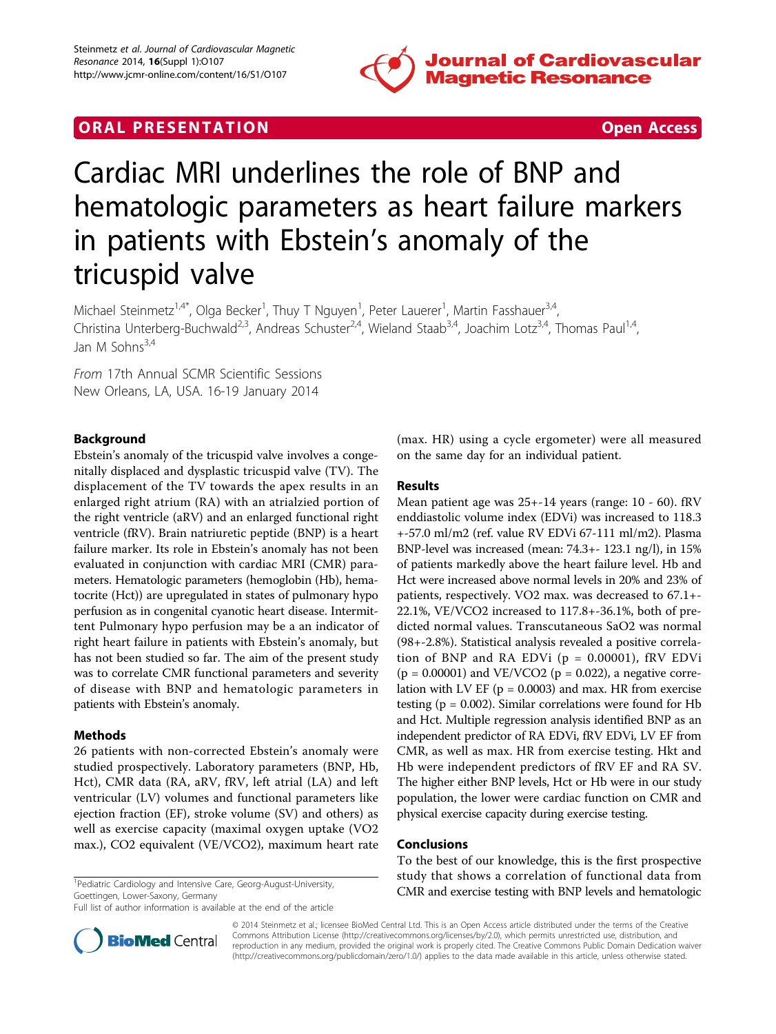ORAL PRESENTATION — Open Access

# Cardiac MRI underlines the role of BNP and hematologic parameters as heart failure markers in patients with Ebstein's anomaly of the tricuspid valve

Michael Steinmetz[1,4*], Olga Becker[1], Thuy T Nguyen[1], Peter Lauerer[1], Martin Fasshauer[3,4], Christina Unterberg-Buchwald[2,3], Andreas Schuster[2,4], Wieland Staab[3,4], Joachim Lotz[3,4], Thomas Paul[1,4], Jan M Sohns[3,4]

*From* 17th Annual SCMR Scientific Sessions
New Orleans, LA, USA. 16-19 January 2014

## Background

Ebstein's anomaly of the tricuspid valve involves a congenitally displaced and dysplastic tricuspid valve (TV). The displacement of the TV towards the apex results in an enlarged right atrium (RA) with an atrialzied portion of the right ventricle (aRV) and an enlarged functional right ventricle (fRV). Brain natriuretic peptide (BNP) is a heart failure marker. Its role in Ebstein's anomaly has not been evaluated in conjunction with cardiac MRI (CMR) parameters. Hematologic parameters (hemoglobin (Hb), hematocrite (Hct)) are upregulated in states of pulmonary hypo perfusion as in congenital cyanotic heart disease. Intermittent Pulmonary hypo perfusion may be a an indicator of right heart failure in patients with Ebstein's anomaly, but has not been studied so far. The aim of the present study was to correlate CMR functional parameters and severity of disease with BNP and hematologic parameters in patients with Ebstein's anomaly.

## Methods

26 patients with non-corrected Ebstein's anomaly were studied prospectively. Laboratory parameters (BNP, Hb, Hct), CMR data (RA, aRV, fRV, left atrial (LA) and left ventricular (LV) volumes and functional parameters like ejection fraction (EF), stroke volume (SV) and others) as well as exercise capacity (maximal oxygen uptake (VO2 max.), CO2 equivalent (VE/VCO2), maximum heart rate (max. HR) using a cycle ergometer) were all measured on the same day for an individual patient.

## Results

Mean patient age was 25+-14 years (range: 10 - 60). fRV enddiastolic volume index (EDVi) was increased to 118.3 +-57.0 ml/m2 (ref. value RV EDVi 67-111 ml/m2). Plasma BNP-level was increased (mean: 74.3+- 123.1 ng/l), in 15% of patients markedly above the heart failure level. Hb and Hct were increased above normal levels in 20% and 23% of patients, respectively. VO2 max. was decreased to 67.1+- 22.1%, VE/VCO2 increased to 117.8+-36.1%, both of predicted normal values. Transcutaneous SaO2 was normal (98+-2.8%). Statistical analysis revealed a positive correlation of BNP and RA EDVi ($p = 0.00001$), fRV EDVi ($p = 0.00001$) and VE/VCO2 ($p = 0.022$), a negative correlation with LV EF ($p = 0.0003$) and max. HR from exercise testing ($p = 0.002$). Similar correlations were found for Hb and Hct. Multiple regression analysis identified BNP as an independent predictor of RA EDVi, fRV EDVi, LV EF from CMR, as well as max. HR from exercise testing. Hkt and Hb were independent predictors of fRV EF and RA SV. The higher either BNP levels, Hct or Hb were in our study population, the lower were cardiac function on CMR and physical exercise capacity during exercise testing.

## Conclusions

To the best of our knowledge, this is the first prospective study that shows a correlation of functional data from CMR and exercise testing with BNP levels and hematologic

[1]Pediatric Cardiology and Intensive Care, Georg-August-University, Goettingen, Lower-Saxony, Germany
Full list of author information is available at the end of the article

© 2014 Steinmetz et al.; licensee BioMed Central Ltd. This is an Open Access article distributed under the terms of the Creative Commons Attribution License (http://creativecommons.org/licenses/by/2.0), which permits unrestricted use, distribution, and reproduction in any medium, provided the original work is properly cited. The Creative Commons Public Domain Dedication waiver (http://creativecommons.org/publicdomain/zero/1.0/) applies to the data made available in this article, unless otherwise stated.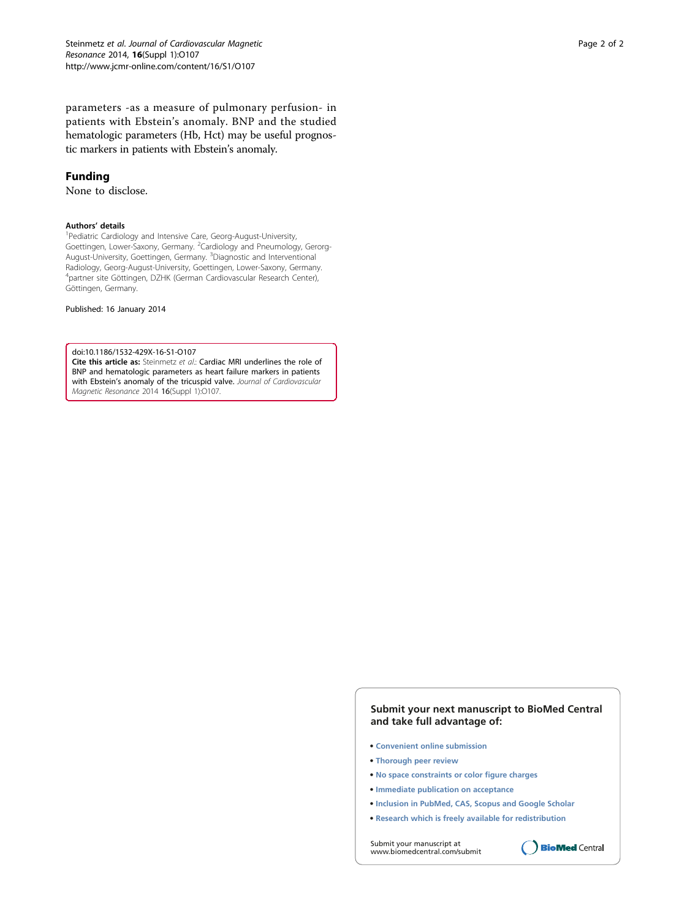parameters -as a measure of pulmonary perfusion- in patients with Ebstein's anomaly. BNP and the studied hematologic parameters (Hb, Hct) may be useful prognostic markers in patients with Ebstein's anomaly.

## Funding

None to disclose.

#### Authors' details

[1]Pediatric Cardiology and Intensive Care, Georg-August-University, Goettingen, Lower-Saxony, Germany. [2]Cardiology and Pneumology, Gerorg-August-University, Goettingen, Germany. [3]Diagnostic and Interventional Radiology, Georg-August-University, Goettingen, Lower-Saxony, Germany. [4]partner site Göttingen, DZHK (German Cardiovascular Research Center), Göttingen, Germany.

Published: 16 January 2014

doi:10.1186/1532-429X-16-S1-O107

**Cite this article as:** Steinmetz *et al.*: Cardiac MRI underlines the role of BNP and hematologic parameters as heart failure markers in patients with Ebstein's anomaly of the tricuspid valve. *Journal of Cardiovascular Magnetic Resonance* 2014 **16**(Suppl 1):O107.

**Submit your next manuscript to BioMed Central and take full advantage of:**

- Convenient online submission
- Thorough peer review
- No space constraints or color figure charges
- Immediate publication on acceptance
- Inclusion in PubMed, CAS, Scopus and Google Scholar
- Research which is freely available for redistribution

Submit your manuscript at www.biomedcentral.com/submit

BioMed Central